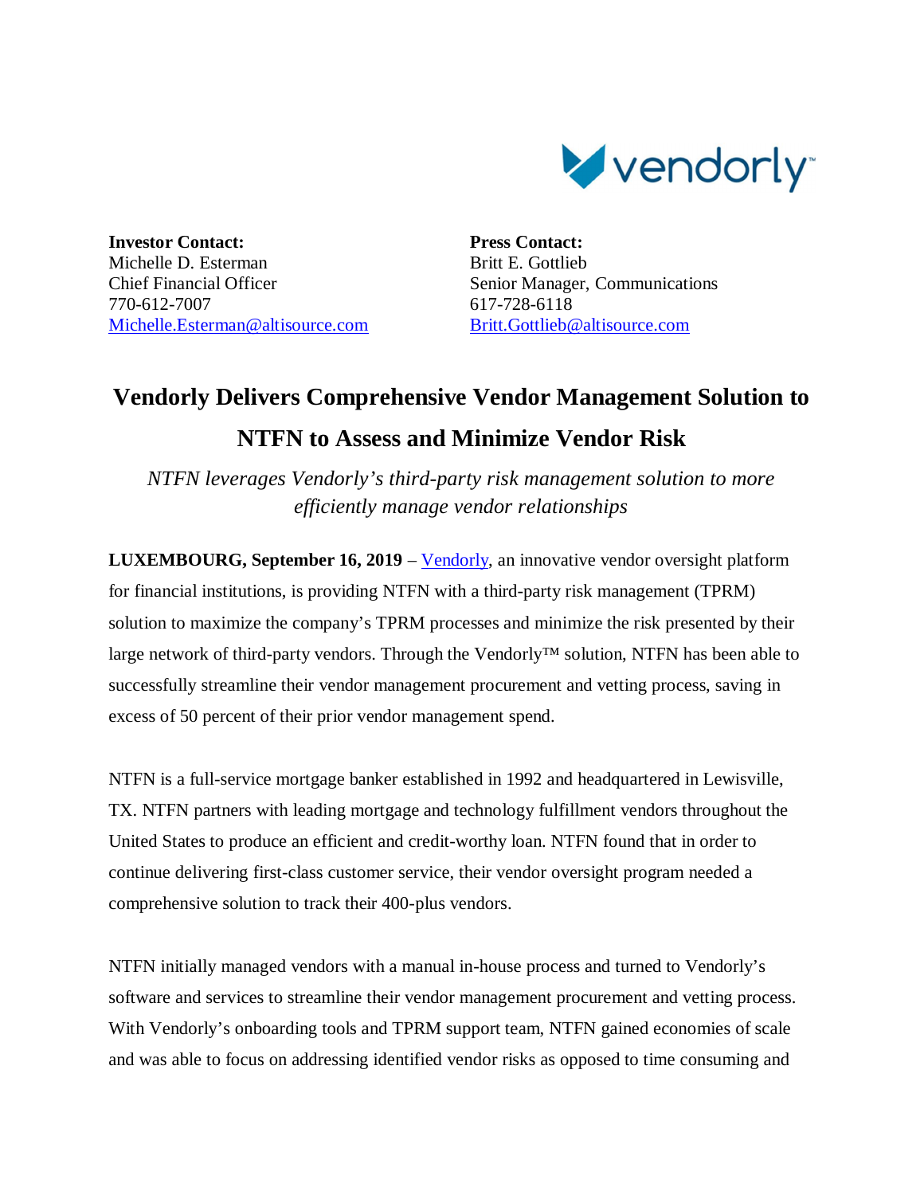**Investor Contact:**
Michelle D. Esterman
Chief Financial Officer
770-612-7007
Michelle.Esterman@altisource.com

**Press Contact:**
Britt E. Gottlieb
Senior Manager, Communications
617-728-6118
Britt.Gottlieb@altisource.com

# Vendorly Delivers Comprehensive Vendor Management Solution to NTFN to Assess and Minimize Vendor Risk

*NTFN leverages Vendorly's third-party risk management solution to more efficiently manage vendor relationships*

**LUXEMBOURG, September 16, 2019** – Vendorly, an innovative vendor oversight platform for financial institutions, is providing NTFN with a third-party risk management (TPRM) solution to maximize the company's TPRM processes and minimize the risk presented by their large network of third-party vendors. Through the Vendorly™ solution, NTFN has been able to successfully streamline their vendor management procurement and vetting process, saving in excess of 50 percent of their prior vendor management spend.

NTFN is a full-service mortgage banker established in 1992 and headquartered in Lewisville, TX. NTFN partners with leading mortgage and technology fulfillment vendors throughout the United States to produce an efficient and credit-worthy loan. NTFN found that in order to continue delivering first-class customer service, their vendor oversight program needed a comprehensive solution to track their 400-plus vendors.

NTFN initially managed vendors with a manual in-house process and turned to Vendorly's software and services to streamline their vendor management procurement and vetting process. With Vendorly's onboarding tools and TPRM support team, NTFN gained economies of scale and was able to focus on addressing identified vendor risks as opposed to time consuming and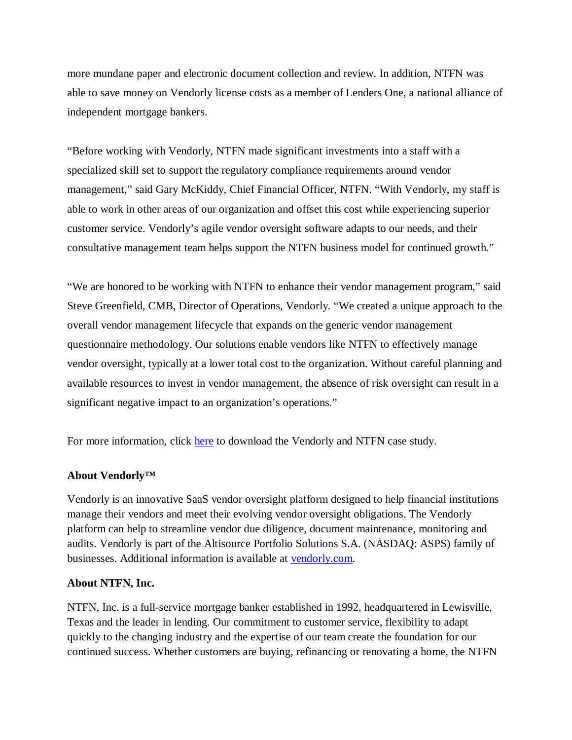more mundane paper and electronic document collection and review. In addition, NTFN was able to save money on Vendorly license costs as a member of Lenders One, a national alliance of independent mortgage bankers.

"Before working with Vendorly, NTFN made significant investments into a staff with a specialized skill set to support the regulatory compliance requirements around vendor management," said Gary McKiddy, Chief Financial Officer, NTFN. "With Vendorly, my staff is able to work in other areas of our organization and offset this cost while experiencing superior customer service. Vendorly's agile vendor oversight software adapts to our needs, and their consultative management team helps support the NTFN business model for continued growth."

"We are honored to be working with NTFN to enhance their vendor management program," said Steve Greenfield, CMB, Director of Operations, Vendorly. "We created a unique approach to the overall vendor management lifecycle that expands on the generic vendor management questionnaire methodology. Our solutions enable vendors like NTFN to effectively manage vendor oversight, typically at a lower total cost to the organization. Without careful planning and available resources to invest in vendor management, the absence of risk oversight can result in a significant negative impact to an organization's operations."

For more information, click here to download the Vendorly and NTFN case study.

**About Vendorly™**

Vendorly is an innovative SaaS vendor oversight platform designed to help financial institutions manage their vendors and meet their evolving vendor oversight obligations. The Vendorly platform can help to streamline vendor due diligence, document maintenance, monitoring and audits. Vendorly is part of the Altisource Portfolio Solutions S.A. (NASDAQ: ASPS) family of businesses. Additional information is available at vendorly.com.

**About NTFN, Inc.**

NTFN, Inc. is a full-service mortgage banker established in 1992, headquartered in Lewisville, Texas and the leader in lending. Our commitment to customer service, flexibility to adapt quickly to the changing industry and the expertise of our team create the foundation for our continued success. Whether customers are buying, refinancing or renovating a home, the NTFN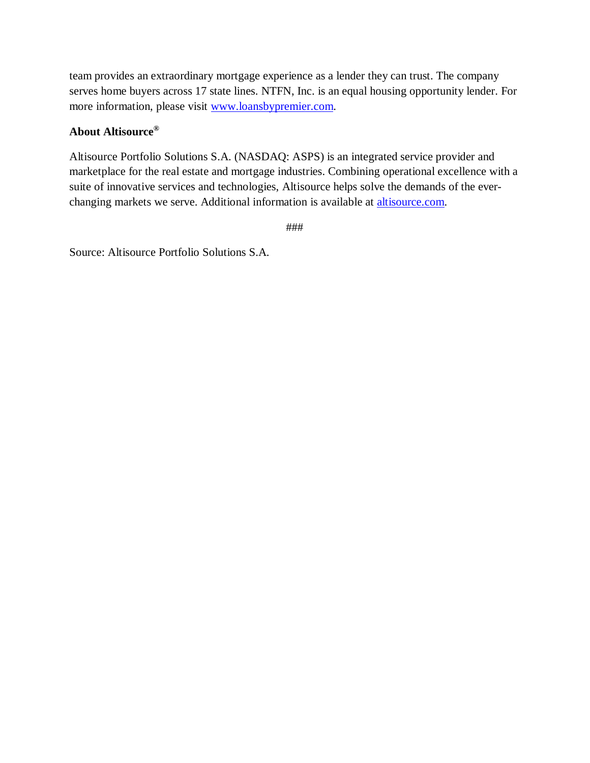team provides an extraordinary mortgage experience as a lender they can trust. The company serves home buyers across 17 state lines. NTFN, Inc. is an equal housing opportunity lender. For more information, please visit [www.loansbypremier.com](http://www.loansbypremier.com).

**About Altisource®**

Altisource Portfolio Solutions S.A. (NASDAQ: ASPS) is an integrated service provider and marketplace for the real estate and mortgage industries. Combining operational excellence with a suite of innovative services and technologies, Altisource helps solve the demands of the ever-changing markets we serve. Additional information is available at [altisource.com](http://altisource.com).

###

Source: Altisource Portfolio Solutions S.A.